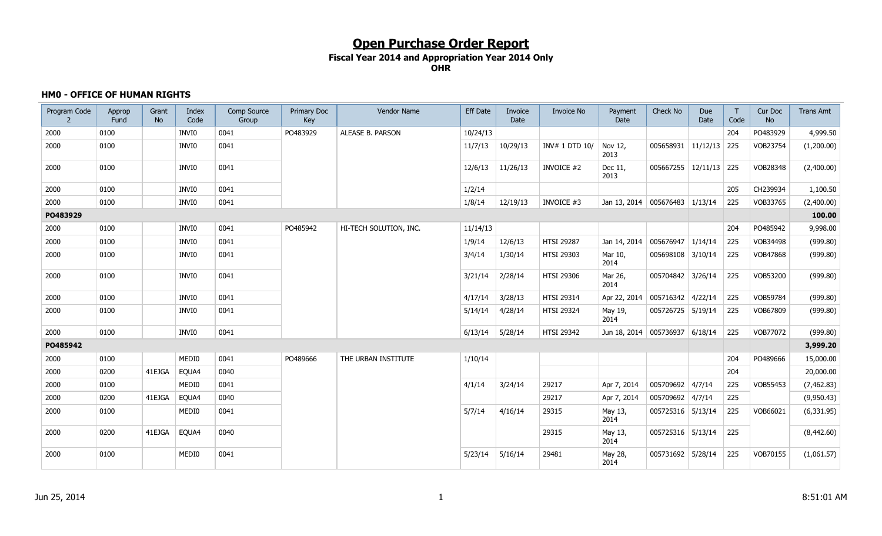# Open Purchase Order Report

**Fiscal Year 2014 and Appropriation Year 2014 Only**

**OHR**

### HM0 - OFFICE OF HUMAN RIGHTS

| Program Code 2 | Approp Fund | Grant No | Index Code | Comp Source Group | Primary Doc Key | Vendor Name | Eff Date | Invoice Date | Invoice No | Payment Date | Check No | Due Date | T Code | Cur Doc No | Trans Amt |
|---|---|---|---|---|---|---|---|---|---|---|---|---|---|---|---|
| 2000 | 0100 | | INVI0 | 0041 | PO483929 | ALEASE B. PARSON | 10/24/13 | | | | | | 204 | PO483929 | 4,999.50 |
| 2000 | 0100 | | INVI0 | 0041 | | | 11/7/13 | 10/29/13 | INV# 1 DTD 10/ | Nov 12, 2013 | 005658931 | 11/12/13 | 225 | VOB23754 | (1,200.00) |
| 2000 | 0100 | | INVI0 | 0041 | | | 12/6/13 | 11/26/13 | INVOICE #2 | Dec 11, 2013 | 005667255 | 12/11/13 | 225 | VOB28348 | (2,400.00) |
| 2000 | 0100 | | INVI0 | 0041 | | | 1/2/14 | | | | | | 205 | CH239934 | 1,100.50 |
| 2000 | 0100 | | INVI0 | 0041 | | | 1/8/14 | 12/19/13 | INVOICE #3 | Jan 13, 2014 | 005676483 | 1/13/14 | 225 | VOB33765 | (2,400.00) |
| **PO483929** | | | | | | | | | | | | | | | **100.00** |
| 2000 | 0100 | | INVI0 | 0041 | PO485942 | HI-TECH SOLUTION, INC. | 11/14/13 | | | | | | 204 | PO485942 | 9,998.00 |
| 2000 | 0100 | | INVI0 | 0041 | | | 1/9/14 | 12/6/13 | HTSI 29287 | Jan 14, 2014 | 005676947 | 1/14/14 | 225 | VOB34498 | (999.80) |
| 2000 | 0100 | | INVI0 | 0041 | | | 3/4/14 | 1/30/14 | HTSI 29303 | Mar 10, 2014 | 005698108 | 3/10/14 | 225 | VOB47868 | (999.80) |
| 2000 | 0100 | | INVI0 | 0041 | | | 3/21/14 | 2/28/14 | HTSI 29306 | Mar 26, 2014 | 005704842 | 3/26/14 | 225 | VOB53200 | (999.80) |
| 2000 | 0100 | | INVI0 | 0041 | | | 4/17/14 | 3/28/13 | HTSI 29314 | Apr 22, 2014 | 005716342 | 4/22/14 | 225 | VOB59784 | (999.80) |
| 2000 | 0100 | | INVI0 | 0041 | | | 5/14/14 | 4/28/14 | HTSI 29324 | May 19, 2014 | 005726725 | 5/19/14 | 225 | VOB67809 | (999.80) |
| 2000 | 0100 | | INVI0 | 0041 | | | 6/13/14 | 5/28/14 | HTSI 29342 | Jun 18, 2014 | 005736937 | 6/18/14 | 225 | VOB77072 | (999.80) |
| **PO485942** | | | | | | | | | | | | | | | **3,999.20** |
| 2000 | 0100 | | MEDI0 | 0041 | PO489666 | THE URBAN INSTITUTE | 1/10/14 | | | | | | 204 | PO489666 | 15,000.00 |
| 2000 | 0200 | 41EJGA | EQUA4 | 0040 | | | | | | | | | 204 | | 20,000.00 |
| 2000 | 0100 | | MEDI0 | 0041 | | | 4/1/14 | 3/24/14 | 29217 | Apr 7, 2014 | 005709692 | 4/7/14 | 225 | VOB55453 | (7,462.83) |
| 2000 | 0200 | 41EJGA | EQUA4 | 0040 | | | | | 29217 | Apr 7, 2014 | 005709692 | 4/7/14 | 225 | | (9,950.43) |
| 2000 | 0100 | | MEDI0 | 0041 | | | 5/7/14 | 4/16/14 | 29315 | May 13, 2014 | 005725316 | 5/13/14 | 225 | VOB66021 | (6,331.95) |
| 2000 | 0200 | 41EJGA | EQUA4 | 0040 | | | | | 29315 | May 13, 2014 | 005725316 | 5/13/14 | 225 | | (8,442.60) |
| 2000 | 0100 | | MEDI0 | 0041 | | | 5/23/14 | 5/16/14 | 29481 | May 28, 2014 | 005731692 | 5/28/14 | 225 | VOB70155 | (1,061.57) |

Jun 25, 2014 8:51:01 AM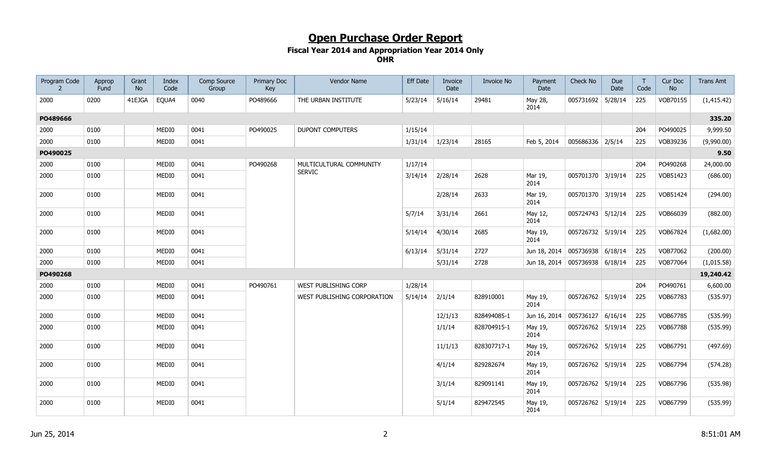# Open Purchase Order Report

**Fiscal Year 2014 and Appropriation Year 2014 Only**

**OHR**

| Program Code 2 | Approp Fund | Grant No | Index Code | Comp Source Group | Primary Doc Key | Vendor Name | Eff Date | Invoice Date | Invoice No | Payment Date | Check No | Due Date | T Code | Cur Doc No | Trans Amt |
|---|---|---|---|---|---|---|---|---|---|---|---|---|---|---|---|
| 2000 | 0200 | 41EJGA | EQUA4 | 0040 | PO489666 | THE URBAN INSTITUTE | 5/23/14 | 5/16/14 | 29481 | May 28, 2014 | 005731692 | 5/28/14 | 225 | VOB70155 | (1,415.42) |
| **PO489666** | | | | | | | | | | | | | | | **335.20** |
| 2000 | 0100 | | MEDI0 | 0041 | PO490025 | DUPONT COMPUTERS | 1/15/14 | | | | | | 204 | PO490025 | 9,999.50 |
| 2000 | 0100 | | MEDI0 | 0041 | | | 1/31/14 | 1/23/14 | 28165 | Feb 5, 2014 | 005686336 | 2/5/14 | 225 | VOB39236 | (9,990.00) |
| **PO490025** | | | | | | | | | | | | | | | **9.50** |
| 2000 | 0100 | | MEDI0 | 0041 | PO490268 | MULTICULTURAL COMMUNITY SERVIC | 1/17/14 | | | | | | 204 | PO490268 | 24,000.00 |
| 2000 | 0100 | | MEDI0 | 0041 | | | 3/14/14 | 2/28/14 | 2628 | Mar 19, 2014 | 005701370 | 3/19/14 | 225 | VOB51423 | (686.00) |
| 2000 | 0100 | | MEDI0 | 0041 | | | | 2/28/14 | 2633 | Mar 19, 2014 | 005701370 | 3/19/14 | 225 | VOB51424 | (294.00) |
| 2000 | 0100 | | MEDI0 | 0041 | | | 5/7/14 | 3/31/14 | 2661 | May 12, 2014 | 005724743 | 5/12/14 | 225 | VOB66039 | (882.00) |
| 2000 | 0100 | | MEDI0 | 0041 | | | 5/14/14 | 4/30/14 | 2685 | May 19, 2014 | 005726732 | 5/19/14 | 225 | VOB67824 | (1,682.00) |
| 2000 | 0100 | | MEDI0 | 0041 | | | 6/13/14 | 5/31/14 | 2727 | Jun 18, 2014 | 005736938 | 6/18/14 | 225 | VOB77062 | (200.00) |
| 2000 | 0100 | | MEDI0 | 0041 | | | | 5/31/14 | 2728 | Jun 18, 2014 | 005736938 | 6/18/14 | 225 | VOB77064 | (1,015.58) |
| **PO490268** | | | | | | | | | | | | | | | **19,240.42** |
| 2000 | 0100 | | MEDI0 | 0041 | PO490761 | WEST PUBLISHING CORP | 1/28/14 | | | | | | 204 | PO490761 | 6,600.00 |
| 2000 | 0100 | | MEDI0 | 0041 | | WEST PUBLISHING CORPORATION | 5/14/14 | 2/1/14 | 828910001 | May 19, 2014 | 005726762 | 5/19/14 | 225 | VOB67783 | (535.97) |
| 2000 | 0100 | | MEDI0 | 0041 | | | | 12/1/13 | 828494085-1 | Jun 16, 2014 | 005736127 | 6/16/14 | 225 | VOB67785 | (535.99) |
| 2000 | 0100 | | MEDI0 | 0041 | | | | 1/1/14 | 828704915-1 | May 19, 2014 | 005726762 | 5/19/14 | 225 | VOB67788 | (535.99) |
| 2000 | 0100 | | MEDI0 | 0041 | | | | 11/1/13 | 828307717-1 | May 19, 2014 | 005726762 | 5/19/14 | 225 | VOB67791 | (497.69) |
| 2000 | 0100 | | MEDI0 | 0041 | | | | 4/1/14 | 829282674 | May 19, 2014 | 005726762 | 5/19/14 | 225 | VOB67794 | (574.28) |
| 2000 | 0100 | | MEDI0 | 0041 | | | | 3/1/14 | 829091141 | May 19, 2014 | 005726762 | 5/19/14 | 225 | VOB67796 | (535.98) |
| 2000 | 0100 | | MEDI0 | 0041 | | | | 5/1/14 | 829472545 | May 19, 2014 | 005726762 | 5/19/14 | 225 | VOB67799 | (535.99) |

Jun 25, 2014 8:51:01 AM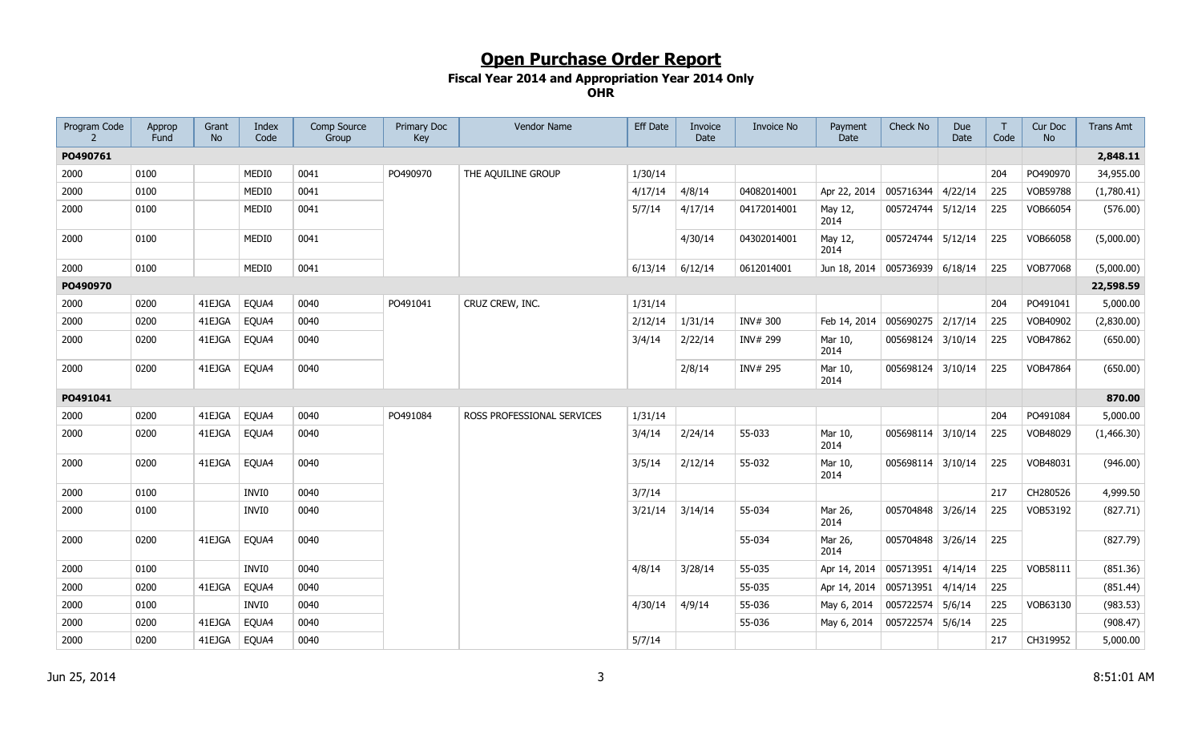# Open Purchase Order Report

**Fiscal Year 2014 and Appropriation Year 2014 Only**

**OHR**

| Program Code 2 | Approp Fund | Grant No | Index Code | Comp Source Group | Primary Doc Key | Vendor Name | Eff Date | Invoice Date | Invoice No | Payment Date | Check No | Due Date | T Code | Cur Doc No | Trans Amt |
|---|---|---|---|---|---|---|---|---|---|---|---|---|---|---|---|
| **PO490761** | | | | | | | | | | | | | | | **2,848.11** |
| 2000 | 0100 | | MEDI0 | 0041 | PO490970 | THE AQUILINE GROUP | 1/30/14 | | | | | | 204 | PO490970 | 34,955.00 |
| 2000 | 0100 | | MEDI0 | 0041 | | | 4/17/14 | 4/8/14 | 04082014001 | Apr 22, 2014 | 005716344 | 4/22/14 | 225 | VOB59788 | (1,780.41) |
| 2000 | 0100 | | MEDI0 | 0041 | | | 5/7/14 | 4/17/14 | 04172014001 | May 12, 2014 | 005724744 | 5/12/14 | 225 | VOB66054 | (576.00) |
| 2000 | 0100 | | MEDI0 | 0041 | | | | 4/30/14 | 04302014001 | May 12, 2014 | 005724744 | 5/12/14 | 225 | VOB66058 | (5,000.00) |
| 2000 | 0100 | | MEDI0 | 0041 | | | 6/13/14 | 6/12/14 | 0612014001 | Jun 18, 2014 | 005736939 | 6/18/14 | 225 | VOB77068 | (5,000.00) |
| **PO490970** | | | | | | | | | | | | | | | **22,598.59** |
| 2000 | 0200 | 41EJGA | EQUA4 | 0040 | PO491041 | CRUZ CREW, INC. | 1/31/14 | | | | | | 204 | PO491041 | 5,000.00 |
| 2000 | 0200 | 41EJGA | EQUA4 | 0040 | | | 2/12/14 | 1/31/14 | INV# 300 | Feb 14, 2014 | 005690275 | 2/17/14 | 225 | VOB40902 | (2,830.00) |
| 2000 | 0200 | 41EJGA | EQUA4 | 0040 | | | 3/4/14 | 2/22/14 | INV# 299 | Mar 10, 2014 | 005698124 | 3/10/14 | 225 | VOB47862 | (650.00) |
| 2000 | 0200 | 41EJGA | EQUA4 | 0040 | | | | 2/8/14 | INV# 295 | Mar 10, 2014 | 005698124 | 3/10/14 | 225 | VOB47864 | (650.00) |
| **PO491041** | | | | | | | | | | | | | | | **870.00** |
| 2000 | 0200 | 41EJGA | EQUA4 | 0040 | PO491084 | ROSS PROFESSIONAL SERVICES | 1/31/14 | | | | | | 204 | PO491084 | 5,000.00 |
| 2000 | 0200 | 41EJGA | EQUA4 | 0040 | | | 3/4/14 | 2/24/14 | 55-033 | Mar 10, 2014 | 005698114 | 3/10/14 | 225 | VOB48029 | (1,466.30) |
| 2000 | 0200 | 41EJGA | EQUA4 | 0040 | | | 3/5/14 | 2/12/14 | 55-032 | Mar 10, 2014 | 005698114 | 3/10/14 | 225 | VOB48031 | (946.00) |
| 2000 | 0100 | | INVI0 | 0040 | | | 3/7/14 | | | | | | 217 | CH280526 | 4,999.50 |
| 2000 | 0100 | | INVI0 | 0040 | | | 3/21/14 | 3/14/14 | 55-034 | Mar 26, 2014 | 005704848 | 3/26/14 | 225 | VOB53192 | (827.71) |
| 2000 | 0200 | 41EJGA | EQUA4 | 0040 | | | | | 55-034 | Mar 26, 2014 | 005704848 | 3/26/14 | 225 | | (827.79) |
| 2000 | 0100 | | INVI0 | 0040 | | | 4/8/14 | 3/28/14 | 55-035 | Apr 14, 2014 | 005713951 | 4/14/14 | 225 | VOB58111 | (851.36) |
| 2000 | 0200 | 41EJGA | EQUA4 | 0040 | | | | | 55-035 | Apr 14, 2014 | 005713951 | 4/14/14 | 225 | | (851.44) |
| 2000 | 0100 | | INVI0 | 0040 | | | 4/30/14 | 4/9/14 | 55-036 | May 6, 2014 | 005722574 | 5/6/14 | 225 | VOB63130 | (983.53) |
| 2000 | 0200 | 41EJGA | EQUA4 | 0040 | | | | | 55-036 | May 6, 2014 | 005722574 | 5/6/14 | 225 | | (908.47) |
| 2000 | 0200 | 41EJGA | EQUA4 | 0040 | | | 5/7/14 | | | | | | 217 | CH319952 | 5,000.00 |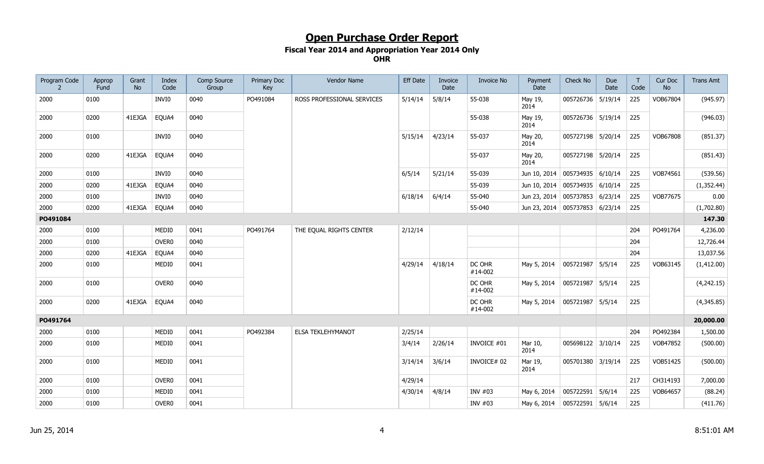# Open Purchase Order Report

**Fiscal Year 2014 and Appropriation Year 2014 Only**

**OHR**

| Program Code 2 | Approp Fund | Grant No | Index Code | Comp Source Group | Primary Doc Key | Vendor Name | Eff Date | Invoice Date | Invoice No | Payment Date | Check No | Due Date | T Code | Cur Doc No | Trans Amt |
|---|---|---|---|---|---|---|---|---|---|---|---|---|---|---|---|
| 2000 | 0100 | | INVI0 | 0040 | PO491084 | ROSS PROFESSIONAL SERVICES | 5/14/14 | 5/8/14 | 55-038 | May 19, 2014 | 005726736 | 5/19/14 | 225 | VOB67804 | (945.97) |
| 2000 | 0200 | 41EJGA | EQUA4 | 0040 | | | | | 55-038 | May 19, 2014 | 005726736 | 5/19/14 | 225 | | (946.03) |
| 2000 | 0100 | | INVI0 | 0040 | | | 5/15/14 | 4/23/14 | 55-037 | May 20, 2014 | 005727198 | 5/20/14 | 225 | VOB67808 | (851.37) |
| 2000 | 0200 | 41EJGA | EQUA4 | 0040 | | | | | 55-037 | May 20, 2014 | 005727198 | 5/20/14 | 225 | | (851.43) |
| 2000 | 0100 | | INVI0 | 0040 | | | 6/5/14 | 5/21/14 | 55-039 | Jun 10, 2014 | 005734935 | 6/10/14 | 225 | VOB74561 | (539.56) |
| 2000 | 0200 | 41EJGA | EQUA4 | 0040 | | | | | 55-039 | Jun 10, 2014 | 005734935 | 6/10/14 | 225 | | (1,352.44) |
| 2000 | 0100 | | INVI0 | 0040 | | | 6/18/14 | 6/4/14 | 55-040 | Jun 23, 2014 | 005737853 | 6/23/14 | 225 | VOB77675 | 0.00 |
| 2000 | 0200 | 41EJGA | EQUA4 | 0040 | | | | | 55-040 | Jun 23, 2014 | 005737853 | 6/23/14 | 225 | | (1,702.80) |
| **PO491084** | | | | | | | | | | | | | | | **147.30** |
| 2000 | 0100 | | MEDI0 | 0041 | PO491764 | THE EQUAL RIGHTS CENTER | 2/12/14 | | | | | | 204 | PO491764 | 4,236.00 |
| 2000 | 0100 | | OVER0 | 0040 | | | | | | | | | 204 | | 12,726.44 |
| 2000 | 0200 | 41EJGA | EQUA4 | 0040 | | | | | | | | | 204 | | 13,037.56 |
| 2000 | 0100 | | MEDI0 | 0041 | | | 4/29/14 | 4/18/14 | DC OHR #14-002 | May 5, 2014 | 005721987 | 5/5/14 | 225 | VOB63145 | (1,412.00) |
| 2000 | 0100 | | OVER0 | 0040 | | | | | DC OHR #14-002 | May 5, 2014 | 005721987 | 5/5/14 | 225 | | (4,242.15) |
| 2000 | 0200 | 41EJGA | EQUA4 | 0040 | | | | | DC OHR #14-002 | May 5, 2014 | 005721987 | 5/5/14 | 225 | | (4,345.85) |
| **PO491764** | | | | | | | | | | | | | | | **20,000.00** |
| 2000 | 0100 | | MEDI0 | 0041 | PO492384 | ELSA TEKLEHYMANOT | 2/25/14 | | | | | | 204 | PO492384 | 1,500.00 |
| 2000 | 0100 | | MEDI0 | 0041 | | | 3/4/14 | 2/26/14 | INVOICE #01 | Mar 10, 2014 | 005698122 | 3/10/14 | 225 | VOB47852 | (500.00) |
| 2000 | 0100 | | MEDI0 | 0041 | | | 3/14/14 | 3/6/14 | INVOICE# 02 | Mar 19, 2014 | 005701380 | 3/19/14 | 225 | VOB51425 | (500.00) |
| 2000 | 0100 | | OVER0 | 0041 | | | 4/29/14 | | | | | | 217 | CH314193 | 7,000.00 |
| 2000 | 0100 | | MEDI0 | 0041 | | | 4/30/14 | 4/8/14 | INV #03 | May 6, 2014 | 005722591 | 5/6/14 | 225 | VOB64657 | (88.24) |
| 2000 | 0100 | | OVER0 | 0041 | | | | | INV #03 | May 6, 2014 | 005722591 | 5/6/14 | 225 | | (411.76) |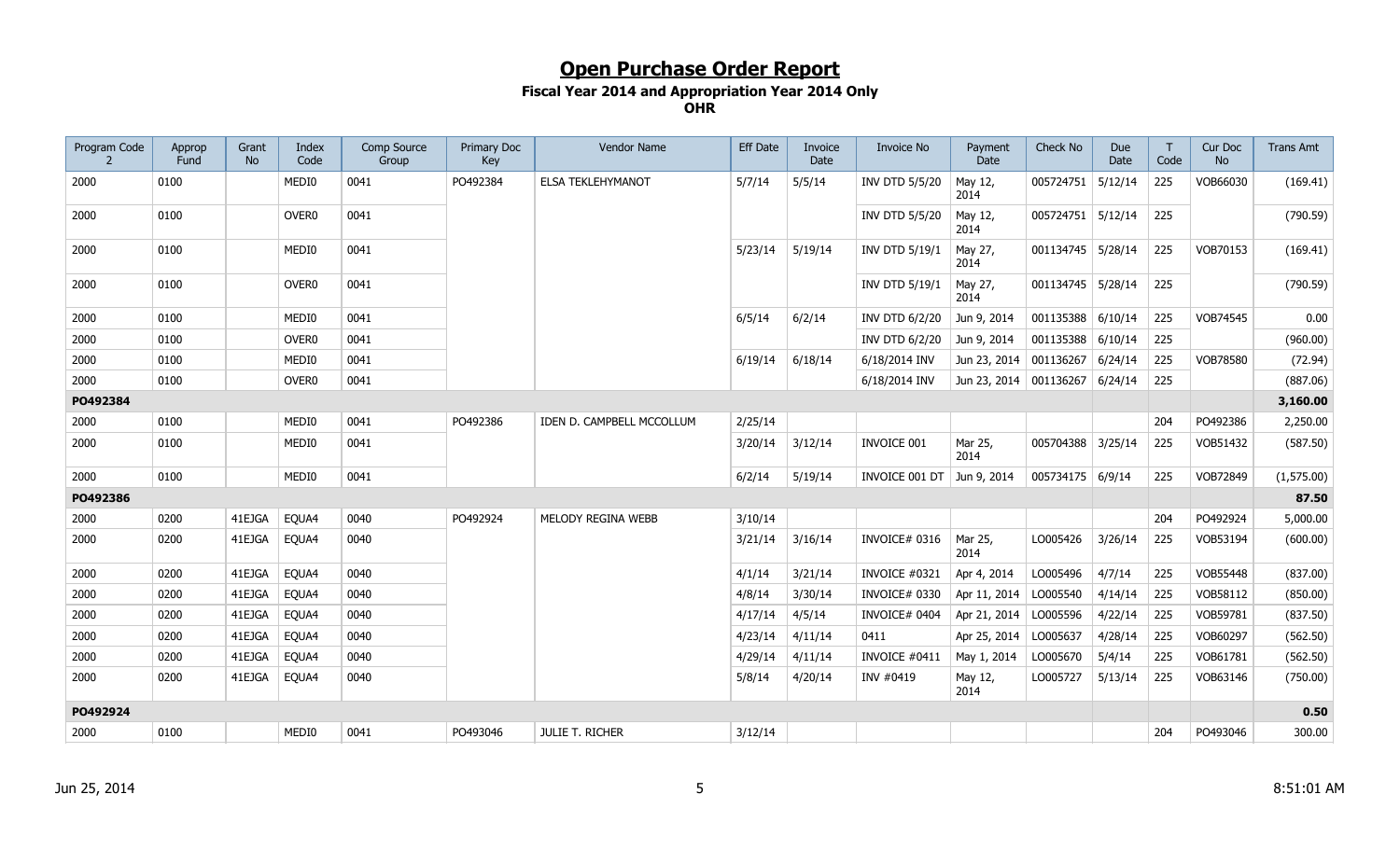# Open Purchase Order Report

**Fiscal Year 2014 and Appropriation Year 2014 Only**

**OHR**

| Program Code 2 | Approp Fund | Grant No | Index Code | Comp Source Group | Primary Doc Key | Vendor Name | Eff Date | Invoice Date | Invoice No | Payment Date | Check No | Due Date | T Code | Cur Doc No | Trans Amt |
|---|---|---|---|---|---|---|---|---|---|---|---|---|---|---|---|
| 2000 | 0100 | | MEDI0 | 0041 | PO492384 | ELSA TEKLEHYMANOT | 5/7/14 | 5/5/14 | INV DTD 5/5/20 | May 12, 2014 | 005724751 | 5/12/14 | 225 | VOB66030 | (169.41) |
| 2000 | 0100 | | OVER0 | 0041 | | | | | INV DTD 5/5/20 | May 12, 2014 | 005724751 | 5/12/14 | 225 | | (790.59) |
| 2000 | 0100 | | MEDI0 | 0041 | | | 5/23/14 | 5/19/14 | INV DTD 5/19/1 | May 27, 2014 | 001134745 | 5/28/14 | 225 | VOB70153 | (169.41) |
| 2000 | 0100 | | OVER0 | 0041 | | | | | INV DTD 5/19/1 | May 27, 2014 | 001134745 | 5/28/14 | 225 | | (790.59) |
| 2000 | 0100 | | MEDI0 | 0041 | | | 6/5/14 | 6/2/14 | INV DTD 6/2/20 | Jun 9, 2014 | 001135388 | 6/10/14 | 225 | VOB74545 | 0.00 |
| 2000 | 0100 | | OVER0 | 0041 | | | | | INV DTD 6/2/20 | Jun 9, 2014 | 001135388 | 6/10/14 | 225 | | (960.00) |
| 2000 | 0100 | | MEDI0 | 0041 | | | 6/19/14 | 6/18/14 | 6/18/2014 INV | Jun 23, 2014 | 001136267 | 6/24/14 | 225 | VOB78580 | (72.94) |
| 2000 | 0100 | | OVER0 | 0041 | | | | | 6/18/2014 INV | Jun 23, 2014 | 001136267 | 6/24/14 | 225 | | (887.06) |
| **PO492384** | | | | | | | | | | | | | | | **3,160.00** |
| 2000 | 0100 | | MEDI0 | 0041 | PO492386 | IDEN D. CAMPBELL MCCOLLUM | 2/25/14 | | | | | | 204 | PO492386 | 2,250.00 |
| 2000 | 0100 | | MEDI0 | 0041 | | | 3/20/14 | 3/12/14 | INVOICE 001 | Mar 25, 2014 | 005704388 | 3/25/14 | 225 | VOB51432 | (587.50) |
| 2000 | 0100 | | MEDI0 | 0041 | | | 6/2/14 | 5/19/14 | INVOICE 001 DT | Jun 9, 2014 | 005734175 | 6/9/14 | 225 | VOB72849 | (1,575.00) |
| **PO492386** | | | | | | | | | | | | | | | **87.50** |
| 2000 | 0200 | 41EJGA | EQUA4 | 0040 | PO492924 | MELODY REGINA WEBB | 3/10/14 | | | | | | 204 | PO492924 | 5,000.00 |
| 2000 | 0200 | 41EJGA | EQUA4 | 0040 | | | 3/21/14 | 3/16/14 | INVOICE# 0316 | Mar 25, 2014 | LO005426 | 3/26/14 | 225 | VOB53194 | (600.00) |
| 2000 | 0200 | 41EJGA | EQUA4 | 0040 | | | 4/1/14 | 3/21/14 | INVOICE #0321 | Apr 4, 2014 | LO005496 | 4/7/14 | 225 | VOB55448 | (837.00) |
| 2000 | 0200 | 41EJGA | EQUA4 | 0040 | | | 4/8/14 | 3/30/14 | INVOICE# 0330 | Apr 11, 2014 | LO005540 | 4/14/14 | 225 | VOB58112 | (850.00) |
| 2000 | 0200 | 41EJGA | EQUA4 | 0040 | | | 4/17/14 | 4/5/14 | INVOICE# 0404 | Apr 21, 2014 | LO005596 | 4/22/14 | 225 | VOB59781 | (837.50) |
| 2000 | 0200 | 41EJGA | EQUA4 | 0040 | | | 4/23/14 | 4/11/14 | 0411 | Apr 25, 2014 | LO005637 | 4/28/14 | 225 | VOB60297 | (562.50) |
| 2000 | 0200 | 41EJGA | EQUA4 | 0040 | | | 4/29/14 | 4/11/14 | INVOICE #0411 | May 1, 2014 | LO005670 | 5/4/14 | 225 | VOB61781 | (562.50) |
| 2000 | 0200 | 41EJGA | EQUA4 | 0040 | | | 5/8/14 | 4/20/14 | INV #0419 | May 12, 2014 | LO005727 | 5/13/14 | 225 | VOB63146 | (750.00) |
| **PO492924** | | | | | | | | | | | | | | | **0.50** |
| 2000 | 0100 | | MEDI0 | 0041 | PO493046 | JULIE T. RICHER | 3/12/14 | | | | | | 204 | PO493046 | 300.00 |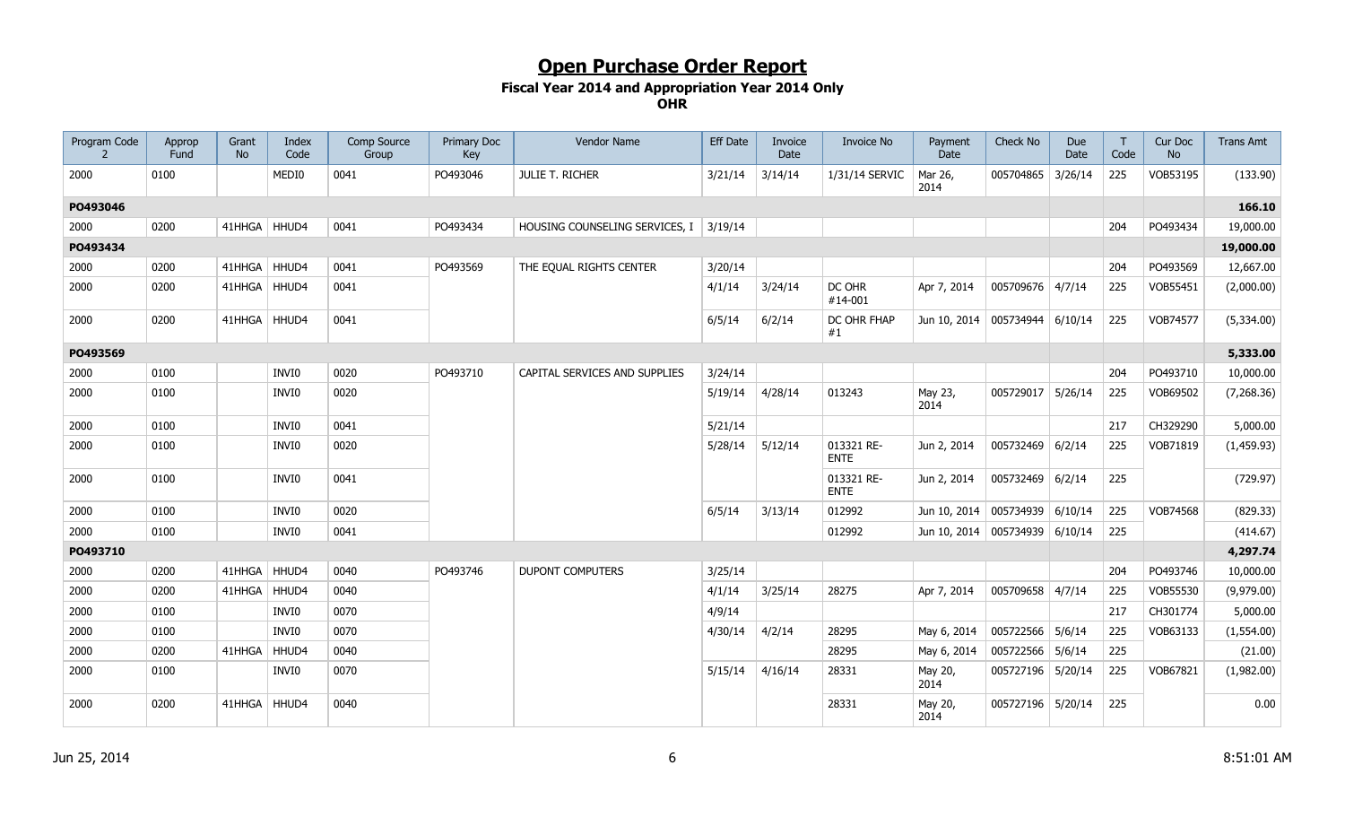# Open Purchase Order Report

**Fiscal Year 2014 and Appropriation Year 2014 Only**

**OHR**

| Program Code 2 | Approp Fund | Grant No | Index Code | Comp Source Group | Primary Doc Key | Vendor Name | Eff Date | Invoice Date | Invoice No | Payment Date | Check No | Due Date | T Code | Cur Doc No | Trans Amt |
|---|---|---|---|---|---|---|---|---|---|---|---|---|---|---|---|
| 2000 | 0100 | | MEDI0 | 0041 | PO493046 | JULIE T. RICHER | 3/21/14 | 3/14/14 | 1/31/14 SERVIC | Mar 26, 2014 | 005704865 | 3/26/14 | 225 | VOB53195 | (133.90) |
| **PO493046** | | | | | | | | | | | | | | | **166.10** |
| 2000 | 0200 | 41HHGA | HHUD4 | 0041 | PO493434 | HOUSING COUNSELING SERVICES, I | 3/19/14 | | | | | | 204 | PO493434 | 19,000.00 |
| **PO493434** | | | | | | | | | | | | | | | **19,000.00** |
| 2000 | 0200 | 41HHGA | HHUD4 | 0041 | PO493569 | THE EQUAL RIGHTS CENTER | 3/20/14 | | | | | | 204 | PO493569 | 12,667.00 |
| 2000 | 0200 | 41HHGA | HHUD4 | 0041 | | | 4/1/14 | 3/24/14 | DC OHR #14-001 | Apr 7, 2014 | 005709676 | 4/7/14 | 225 | VOB55451 | (2,000.00) |
| 2000 | 0200 | 41HHGA | HHUD4 | 0041 | | | 6/5/14 | 6/2/14 | DC OHR FHAP #1 | Jun 10, 2014 | 005734944 | 6/10/14 | 225 | VOB74577 | (5,334.00) |
| **PO493569** | | | | | | | | | | | | | | | **5,333.00** |
| 2000 | 0100 | | INVI0 | 0020 | PO493710 | CAPITAL SERVICES AND SUPPLIES | 3/24/14 | | | | | | 204 | PO493710 | 10,000.00 |
| 2000 | 0100 | | INVI0 | 0020 | | | 5/19/14 | 4/28/14 | 013243 | May 23, 2014 | 005729017 | 5/26/14 | 225 | VOB69502 | (7,268.36) |
| 2000 | 0100 | | INVI0 | 0041 | | | 5/21/14 | | | | | | 217 | CH329290 | 5,000.00 |
| 2000 | 0100 | | INVI0 | 0020 | | | 5/28/14 | 5/12/14 | 013321 RE-ENTE | Jun 2, 2014 | 005732469 | 6/2/14 | 225 | VOB71819 | (1,459.93) |
| 2000 | 0100 | | INVI0 | 0041 | | | | | 013321 RE-ENTE | Jun 2, 2014 | 005732469 | 6/2/14 | 225 | | (729.97) |
| 2000 | 0100 | | INVI0 | 0020 | | | 6/5/14 | 3/13/14 | 012992 | Jun 10, 2014 | 005734939 | 6/10/14 | 225 | VOB74568 | (829.33) |
| 2000 | 0100 | | INVI0 | 0041 | | | | | 012992 | Jun 10, 2014 | 005734939 | 6/10/14 | 225 | | (414.67) |
| **PO493710** | | | | | | | | | | | | | | | **4,297.74** |
| 2000 | 0200 | 41HHGA | HHUD4 | 0040 | PO493746 | DUPONT COMPUTERS | 3/25/14 | | | | | | 204 | PO493746 | 10,000.00 |
| 2000 | 0200 | 41HHGA | HHUD4 | 0040 | | | 4/1/14 | 3/25/14 | 28275 | Apr 7, 2014 | 005709658 | 4/7/14 | 225 | VOB55530 | (9,979.00) |
| 2000 | 0100 | | INVI0 | 0070 | | | 4/9/14 | | | | | | 217 | CH301774 | 5,000.00 |
| 2000 | 0100 | | INVI0 | 0070 | | | 4/30/14 | 4/2/14 | 28295 | May 6, 2014 | 005722566 | 5/6/14 | 225 | VOB63133 | (1,554.00) |
| 2000 | 0200 | 41HHGA | HHUD4 | 0040 | | | | | 28295 | May 6, 2014 | 005722566 | 5/6/14 | 225 | | (21.00) |
| 2000 | 0100 | | INVI0 | 0070 | | | 5/15/14 | 4/16/14 | 28331 | May 20, 2014 | 005727196 | 5/20/14 | 225 | VOB67821 | (1,982.00) |
| 2000 | 0200 | 41HHGA | HHUD4 | 0040 | | | | | 28331 | May 20, 2014 | 005727196 | 5/20/14 | 225 | | 0.00 |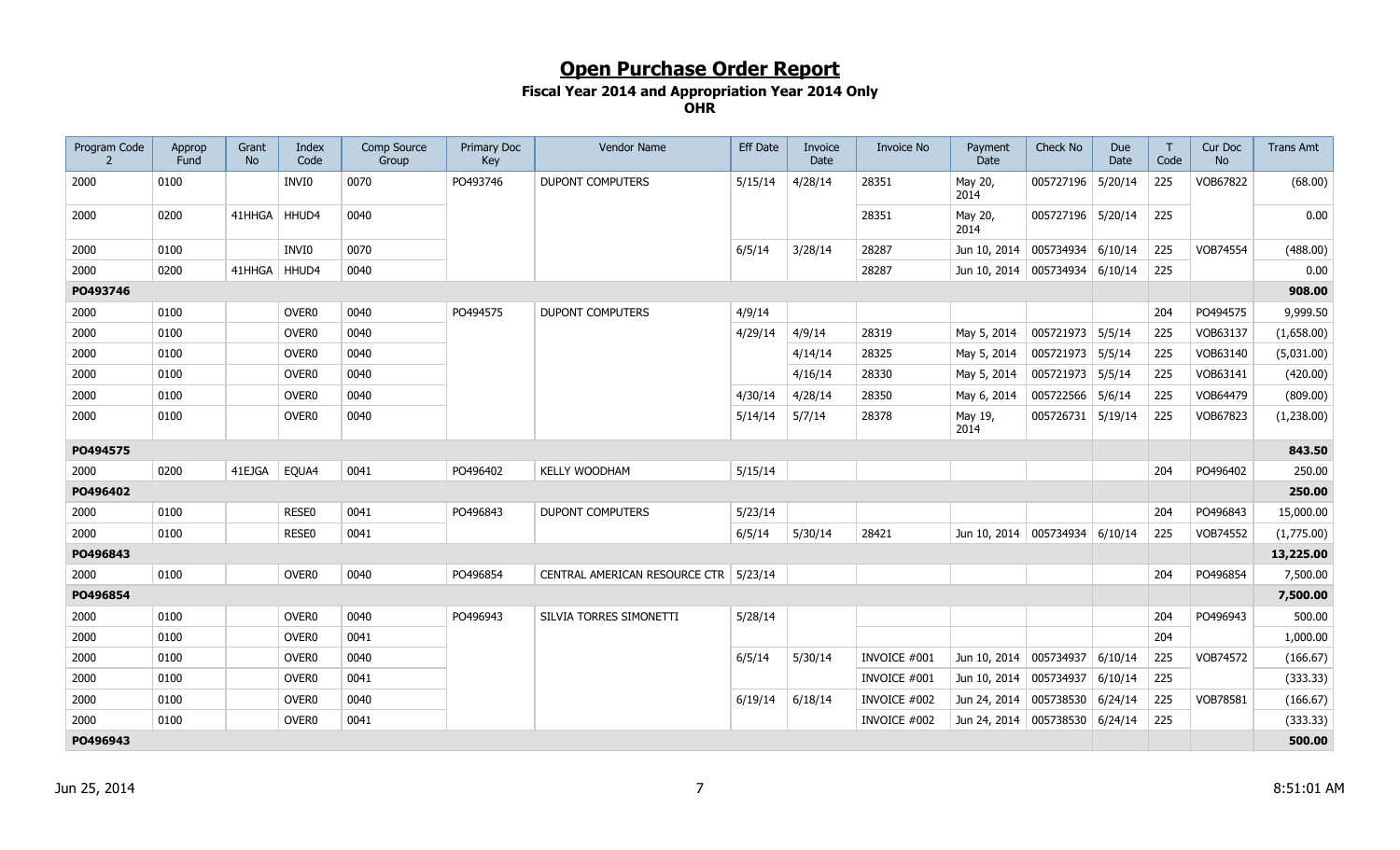# Open Purchase Order Report

**Fiscal Year 2014 and Appropriation Year 2014 Only**

**OHR**

| Program Code 2 | Approp Fund | Grant No | Index Code | Comp Source Group | Primary Doc Key | Vendor Name | Eff Date | Invoice Date | Invoice No | Payment Date | Check No | Due Date | T Code | Cur Doc No | Trans Amt |
|---|---|---|---|---|---|---|---|---|---|---|---|---|---|---|---|
| 2000 | 0100 | | INVI0 | 0070 | PO493746 | DUPONT COMPUTERS | 5/15/14 | 4/28/14 | 28351 | May 20, 2014 | 005727196 | 5/20/14 | 225 | VOB67822 | (68.00) |
| 2000 | 0200 | 41HHGA | HHUD4 | 0040 | | | | | 28351 | May 20, 2014 | 005727196 | 5/20/14 | 225 | | 0.00 |
| 2000 | 0100 | | INVI0 | 0070 | | | 6/5/14 | 3/28/14 | 28287 | Jun 10, 2014 | 005734934 | 6/10/14 | 225 | VOB74554 | (488.00) |
| 2000 | 0200 | 41HHGA | HHUD4 | 0040 | | | | | 28287 | Jun 10, 2014 | 005734934 | 6/10/14 | 225 | | 0.00 |
| **PO493746** | | | | | | | | | | | | | | | **908.00** |
| 2000 | 0100 | | OVER0 | 0040 | PO494575 | DUPONT COMPUTERS | 4/9/14 | | | | | | 204 | PO494575 | 9,999.50 |
| 2000 | 0100 | | OVER0 | 0040 | | | 4/29/14 | 4/9/14 | 28319 | May 5, 2014 | 005721973 | 5/5/14 | 225 | VOB63137 | (1,658.00) |
| 2000 | 0100 | | OVER0 | 0040 | | | | 4/14/14 | 28325 | May 5, 2014 | 005721973 | 5/5/14 | 225 | VOB63140 | (5,031.00) |
| 2000 | 0100 | | OVER0 | 0040 | | | | 4/16/14 | 28330 | May 5, 2014 | 005721973 | 5/5/14 | 225 | VOB63141 | (420.00) |
| 2000 | 0100 | | OVER0 | 0040 | | | 4/30/14 | 4/28/14 | 28350 | May 6, 2014 | 005722566 | 5/6/14 | 225 | VOB64479 | (809.00) |
| 2000 | 0100 | | OVER0 | 0040 | | | 5/14/14 | 5/7/14 | 28378 | May 19, 2014 | 005726731 | 5/19/14 | 225 | VOB67823 | (1,238.00) |
| **PO494575** | | | | | | | | | | | | | | | **843.50** |
| 2000 | 0200 | 41EJGA | EQUA4 | 0041 | PO496402 | KELLY WOODHAM | 5/15/14 | | | | | | 204 | PO496402 | 250.00 |
| **PO496402** | | | | | | | | | | | | | | | **250.00** |
| 2000 | 0100 | | RESE0 | 0041 | PO496843 | DUPONT COMPUTERS | 5/23/14 | | | | | | 204 | PO496843 | 15,000.00 |
| 2000 | 0100 | | RESE0 | 0041 | | | 6/5/14 | 5/30/14 | 28421 | Jun 10, 2014 | 005734934 | 6/10/14 | 225 | VOB74552 | (1,775.00) |
| **PO496843** | | | | | | | | | | | | | | | **13,225.00** |
| 2000 | 0100 | | OVER0 | 0040 | PO496854 | CENTRAL AMERICAN RESOURCE CTR | 5/23/14 | | | | | | 204 | PO496854 | 7,500.00 |
| **PO496854** | | | | | | | | | | | | | | | **7,500.00** |
| 2000 | 0100 | | OVER0 | 0040 | PO496943 | SILVIA TORRES SIMONETTI | 5/28/14 | | | | | | 204 | PO496943 | 500.00 |
| 2000 | 0100 | | OVER0 | 0041 | | | | | | | | | 204 | | 1,000.00 |
| 2000 | 0100 | | OVER0 | 0040 | | | 6/5/14 | 5/30/14 | INVOICE #001 | Jun 10, 2014 | 005734937 | 6/10/14 | 225 | VOB74572 | (166.67) |
| 2000 | 0100 | | OVER0 | 0041 | | | | | INVOICE #001 | Jun 10, 2014 | 005734937 | 6/10/14 | 225 | | (333.33) |
| 2000 | 0100 | | OVER0 | 0040 | | | 6/19/14 | 6/18/14 | INVOICE #002 | Jun 24, 2014 | 005738530 | 6/24/14 | 225 | VOB78581 | (166.67) |
| 2000 | 0100 | | OVER0 | 0041 | | | | | INVOICE #002 | Jun 24, 2014 | 005738530 | 6/24/14 | 225 | | (333.33) |
| **PO496943** | | | | | | | | | | | | | | | **500.00** |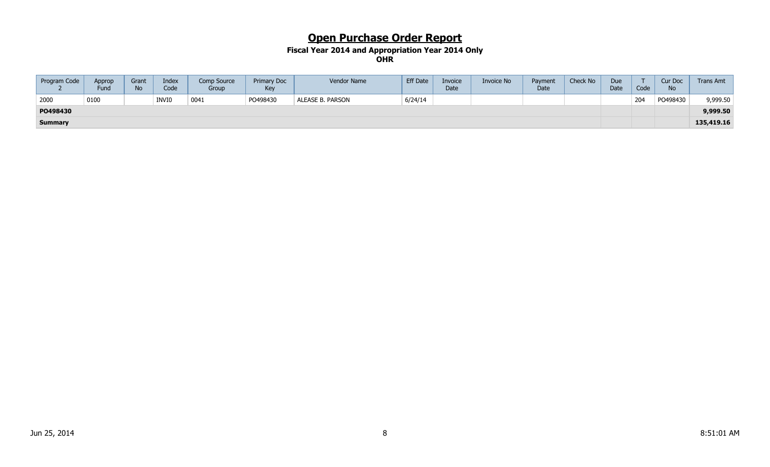# Open Purchase Order Report

**Fiscal Year 2014 and Appropriation Year 2014 Only**

**OHR**

| Program Code 2 | Approp Fund | Grant No | Index Code | Comp Source Group | Primary Doc Key | Vendor Name | Eff Date | Invoice Date | Invoice No | Payment Date | Check No | Due Date | T Code | Cur Doc No | Trans Amt |
|---|---|---|---|---|---|---|---|---|---|---|---|---|---|---|---|
| 2000 | 0100 | | INVI0 | 0041 | PO498430 | ALEASE B. PARSON | 6/24/14 | | | | | | 204 | PO498430 | 9,999.50 |
| **PO498430** | | | | | | | | | | | | | | | **9,999.50** |
| **Summary** | | | | | | | | | | | | | | | **135,419.16** |

Jun 25, 2014 8:51:01 AM